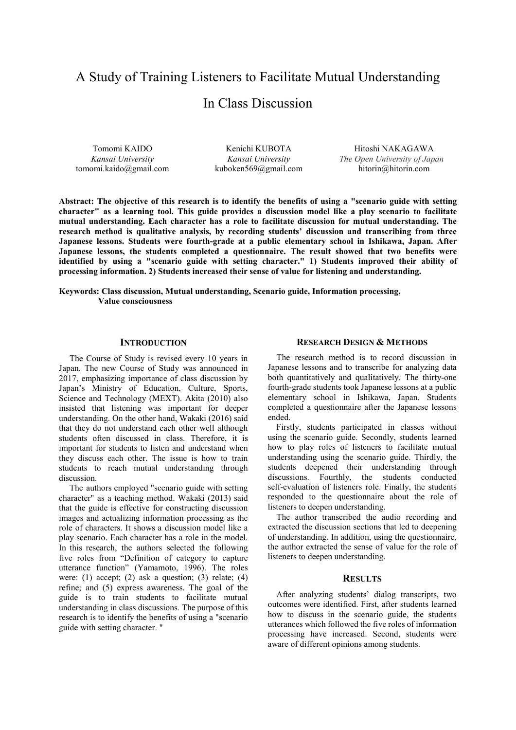# A Study of Training Listeners to Facilitate Mutual Understanding In Class Discussion

Tomomi KAIDO
*Kansai University*
tomomi.kaido@gmail.com

Kenichi KUBOTA
*Kansai University*
kuboken569@gmail.com

Hitoshi NAKAGAWA
*The Open University of Japan*
hitorin@hitorin.com

**Abstract: The objective of this research is to identify the benefits of using a "scenario guide with setting character" as a learning tool. This guide provides a discussion model like a play scenario to facilitate mutual understanding. Each character has a role to facilitate discussion for mutual understanding. The research method is qualitative analysis, by recording students' discussion and transcribing from three Japanese lessons. Students were fourth-grade at a public elementary school in Ishikawa, Japan. After Japanese lessons, the students completed a questionnaire. The result showed that two benefits were identified by using a "scenario guide with setting character." 1) Students improved their ability of processing information. 2) Students increased their sense of value for listening and understanding.**

**Keywords: Class discussion, Mutual understanding, Scenario guide, Information processing, Value consciousness**

## INTRODUCTION

The Course of Study is revised every 10 years in Japan. The new Course of Study was announced in 2017, emphasizing importance of class discussion by Japan's Ministry of Education, Culture, Sports, Science and Technology (MEXT). Akita (2010) also insisted that listening was important for deeper understanding. On the other hand, Wakaki (2016) said that they do not understand each other well although students often discussed in class. Therefore, it is important for students to listen and understand when they discuss each other. The issue is how to train students to reach mutual understanding through discussion.

The authors employed "scenario guide with setting character" as a teaching method. Wakaki (2013) said that the guide is effective for constructing discussion images and actualizing information processing as the role of characters. It shows a discussion model like a play scenario. Each character has a role in the model. In this research, the authors selected the following five roles from "Definition of category to capture utterance function" (Yamamoto, 1996). The roles were: (1) accept; (2) ask a question; (3) relate; (4) refine; and (5) express awareness. The goal of the guide is to train students to facilitate mutual understanding in class discussions. The purpose of this research is to identify the benefits of using a "scenario guide with setting character."

## RESEARCH DESIGN & METHODS

The research method is to record discussion in Japanese lessons and to transcribe for analyzing data both quantitatively and qualitatively. The thirty-one fourth-grade students took Japanese lessons at a public elementary school in Ishikawa, Japan. Students completed a questionnaire after the Japanese lessons ended.

Firstly, students participated in classes without using the scenario guide. Secondly, students learned how to play roles of listeners to facilitate mutual understanding using the scenario guide. Thirdly, the students deepened their understanding through discussions. Fourthly, the students conducted self-evaluation of listeners role. Finally, the students responded to the questionnaire about the role of listeners to deepen understanding.

The author transcribed the audio recording and extracted the discussion sections that led to deepening of understanding. In addition, using the questionnaire, the author extracted the sense of value for the role of listeners to deepen understanding.

## RESULTS

After analyzing students' dialog transcripts, two outcomes were identified. First, after students learned how to discuss in the scenario guide, the students utterances which followed the five roles of information processing have increased. Second, students were aware of different opinions among students.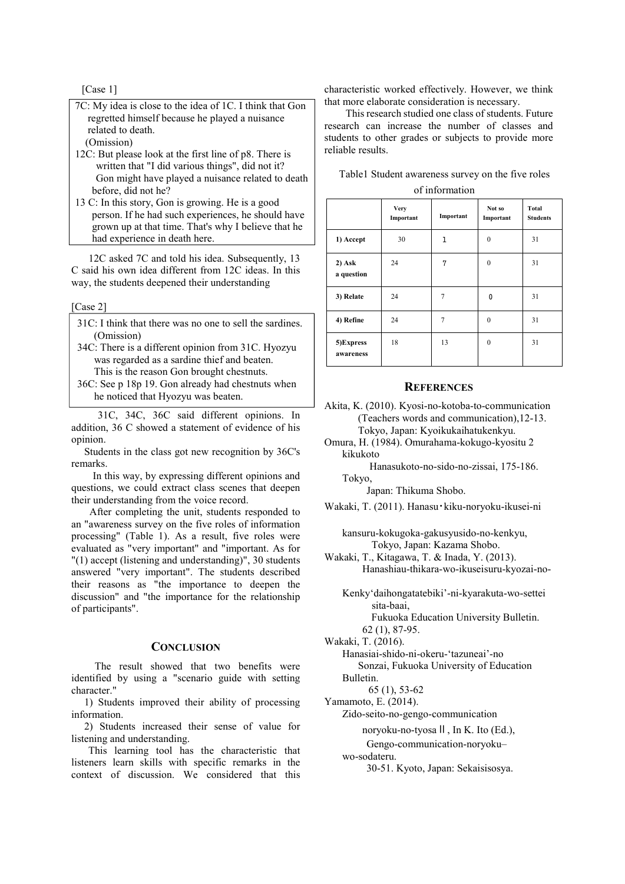[Case 1]

7C: My idea is close to the idea of 1C. I think that Gon regretted himself because he played a nuisance related to death.
(Omission)
12C: But please look at the first line of p8. There is written that "I did various things", did not it? Gon might have played a nuisance related to death before, did not he?
13 C: In this story, Gon is growing. He is a good person. If he had such experiences, he should have grown up at that time. That's why I believe that he had experience in death here.

12C asked 7C and told his idea. Subsequently, 13 C said his own idea different from 12C ideas. In this way, the students deepened their understanding

[Case 2]

31C: I think that there was no one to sell the sardines.
(Omission)
34C: There is a different opinion from 31C. Hyozyu was regarded as a sardine thief and beaten. This is the reason Gon brought chestnuts.
36C: See p 18p 19. Gon already had chestnuts when he noticed that Hyozyu was beaten.

31C, 34C, 36C said different opinions. In addition, 36 C showed a statement of evidence of his opinion.

Students in the class got new recognition by 36C's remarks.

In this way, by expressing different opinions and questions, we could extract class scenes that deepen their understanding from the voice record.

After completing the unit, students responded to an "awareness survey on the five roles of information processing" (Table 1). As a result, five roles were evaluated as "very important" and "important. As for "(1) accept (listening and understanding)", 30 students answered "very important". The students described their reasons as "the importance to deepen the discussion" and "the importance for the relationship of participants".

## Conclusion

The result showed that two benefits were identified by using a "scenario guide with setting character."

1) Students improved their ability of processing information.

2) Students increased their sense of value for listening and understanding.

This learning tool has the characteristic that listeners learn skills with specific remarks in the context of discussion. We considered that this characteristic worked effectively. However, we think that more elaborate consideration is necessary.

This research studied one class of students. Future research can increase the number of classes and students to other grades or subjects to provide more reliable results.

Table1 Student awareness survey on the five roles of information

| | Very Important | Important | Not so Important | Total Students |
|---|---|---|---|---|
| 1) Accept | 30 | 1 | 0 | 31 |
| 2) Ask a question | 24 | 7 | 0 | 31 |
| 3) Relate | 24 | 7 | 0 | 31 |
| 4) Refine | 24 | 7 | 0 | 31 |
| 5)Express awareness | 18 | 13 | 0 | 31 |

## References

Akita, K. (2010). Kyosi-no-kotoba-to-communication (Teachers words and communication),12-13. Tokyo, Japan: Kyoikukaihatukenkyu.

Omura, H. (1984). Omurahama-kokugo-kyositu 2 kikukoto Hanasukoto-no-sido-no-zissai, 175-186. Tokyo, Japan: Thikuma Shobo.

Wakaki, T. (2011). Hanasu・kiku-noryoku-ikusei-ni kansuru-kokugoka-gakusyusido-no-kenkyu, Tokyo, Japan: Kazama Shobo.

Wakaki, T., Kitagawa, T. & Inada, Y. (2013). Hanashiau-thikara-wo-ikuseisuru-kyozai-no-Kenky'daihongatatebiki'-ni-kyarakuta-wo-settei sita-baai, Fukuoka Education University Bulletin. 62 (1), 87-95.

Wakaki, T. (2016). Hanasiai-shido-ni-okeru-'tazuneai'-no Sonzai, Fukuoka University of Education Bulletin. 65 (1), 53-62

Yamamoto, E. (2014). Zido-seito-no-gengo-communication noryoku-no-tyosa Ⅱ, In K. Ito (Ed.), Gengo-communication-noryoku–wo-sodateru. 30-51. Kyoto, Japan: Sekaisisosya.